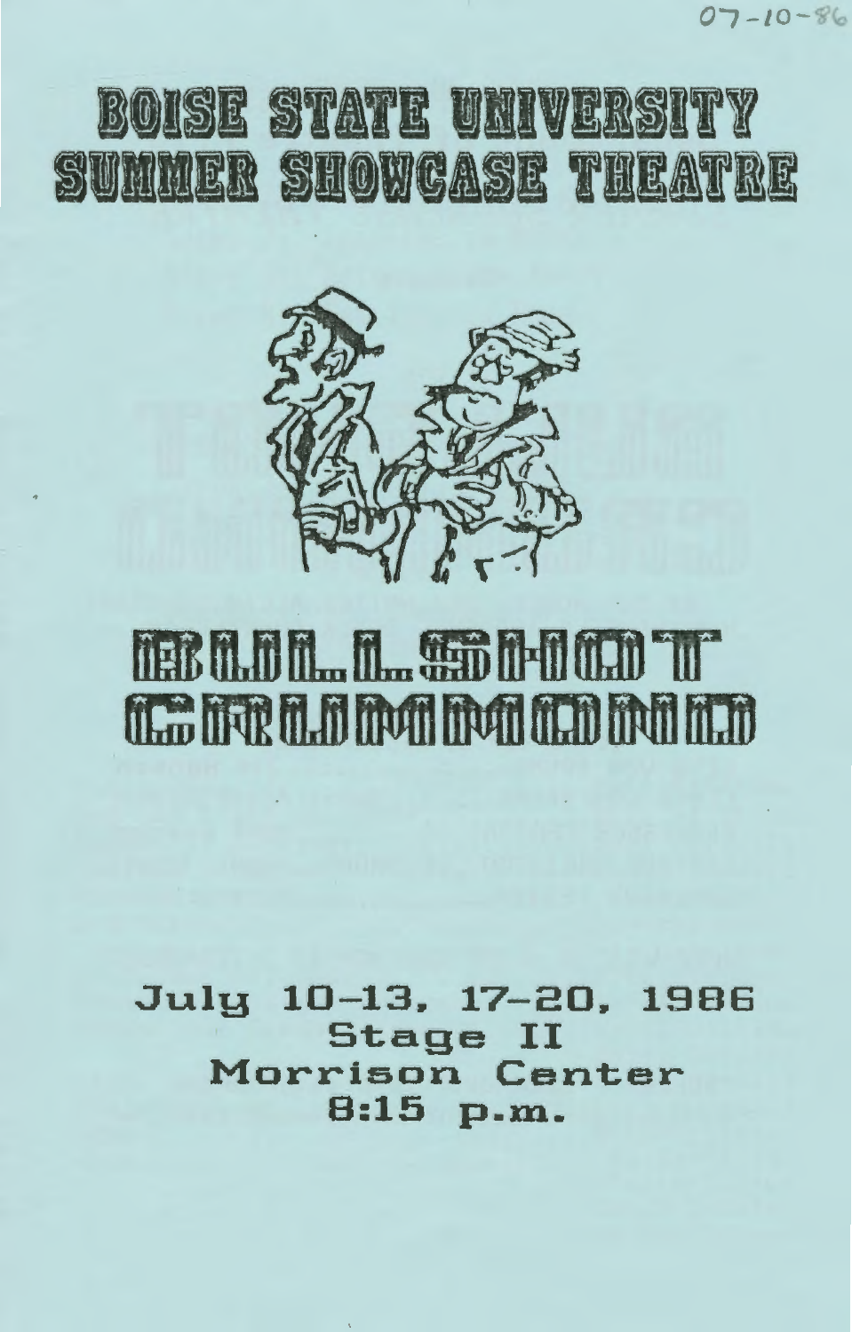07-10-86

# BOISE STATE UNIVERSITY SUMMER SHOWCASE THEATRE

# BULLSHOT CRUMMOND

July 10–13, 17–20, 1986
Stage II
Morrison Center
8:15 p.m.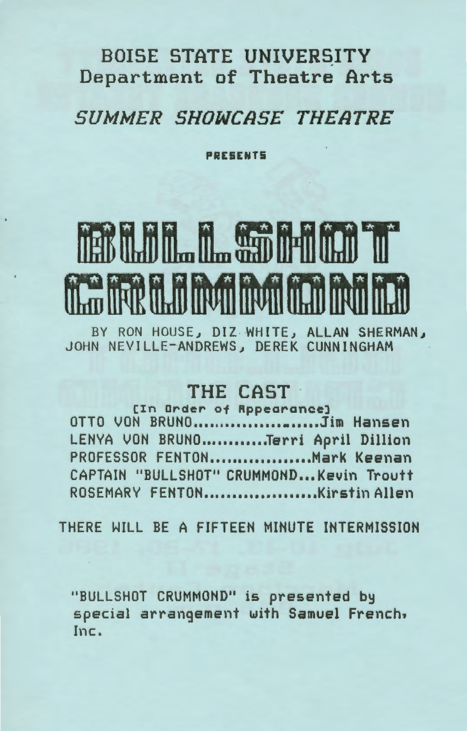BOISE STATE UNIVERSITY
Department of Theatre Arts

*SUMMER SHOWCASE THEATRE*

PRESENTS

# BULLSHOT CRUMMOND

BY RON HOUSE, DIZ WHITE, ALLAN SHERMAN, JOHN NEVILLE-ANDREWS, DEREK CUNNINGHAM

## THE CAST

[In Order of Appearance]

OTTO VON BRUNO.......................Jim Hansen
LENYA VON BRUNO............Terri April Dillion
PROFESSOR FENTON..................Mark Keenan
CAPTAIN "BULLSHOT" CRUMMOND...Kevin Troutt
ROSEMARY FENTON....................Kirstin Allen

THERE WILL BE A FIFTEEN MINUTE INTERMISSION

"BULLSHOT CRUMMOND" is presented by special arrangement with Samuel French, Inc.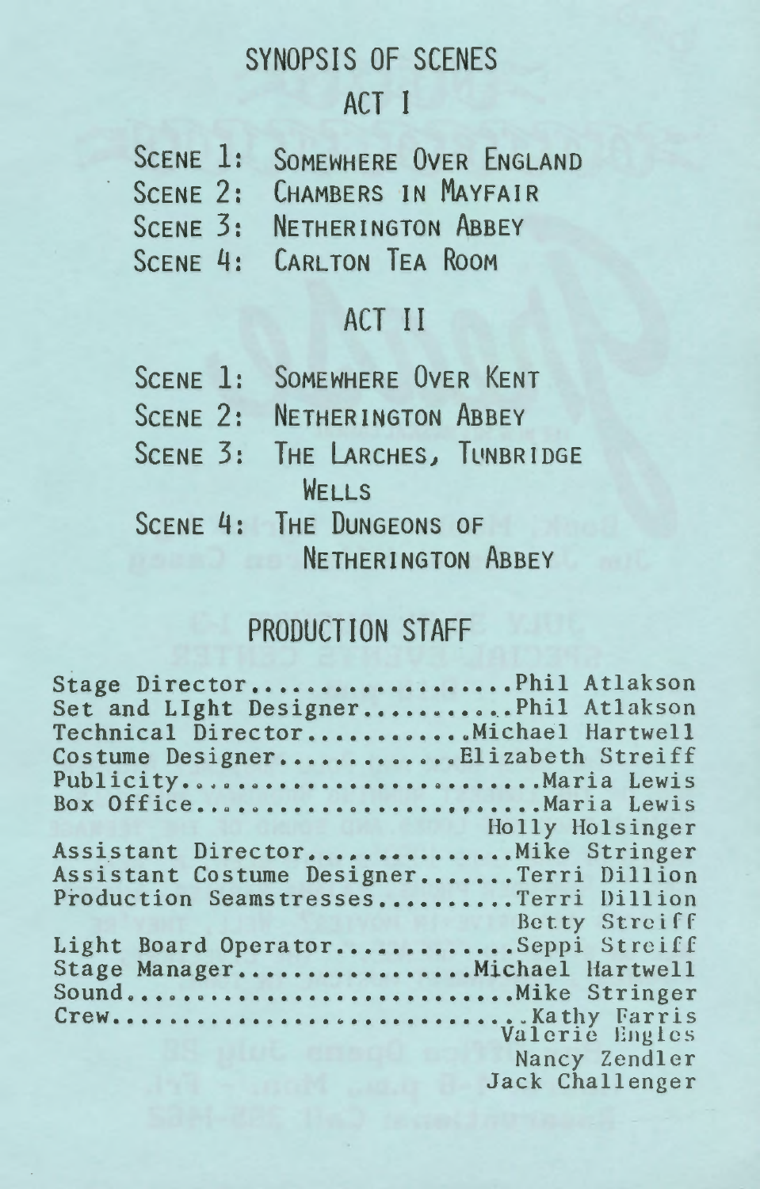# SYNOPSIS OF SCENES

## ACT I

SCENE 1: SOMEWHERE OVER ENGLAND
SCENE 2: CHAMBERS IN MAYFAIR
SCENE 3: NETHERINGTON ABBEY
SCENE 4: CARLTON TEA ROOM

## ACT II

SCENE 1: SOMEWHERE OVER KENT
SCENE 2: NETHERINGTON ABBEY
SCENE 3: THE LARCHES, TUNBRIDGE WELLS
SCENE 4: THE DUNGEONS OF NETHERINGTON ABBEY

# PRODUCTION STAFF

Stage Director....................Phil Atlakson
Set and LIght Designer...........Phil Atlakson
Technical Director...........Michael Hartwell
Costume Designer............Elizabeth Streiff
Publicity.........................Maria Lewis
Box Office........................Maria Lewis
Holly Holsinger
Assistant Director..............Mike Stringer
Assistant Costume Designer.......Terri Dillion
Production Seamstresses.........Terri Dillion
Betty Streiff
Light Board Operator............Seppi Streiff
Stage Manager................Michael Hartwell
Sound..........................Mike Stringer
Crew..............................Kathy Farris
Valerie Engles
Nancy Zendler
Jack Challenger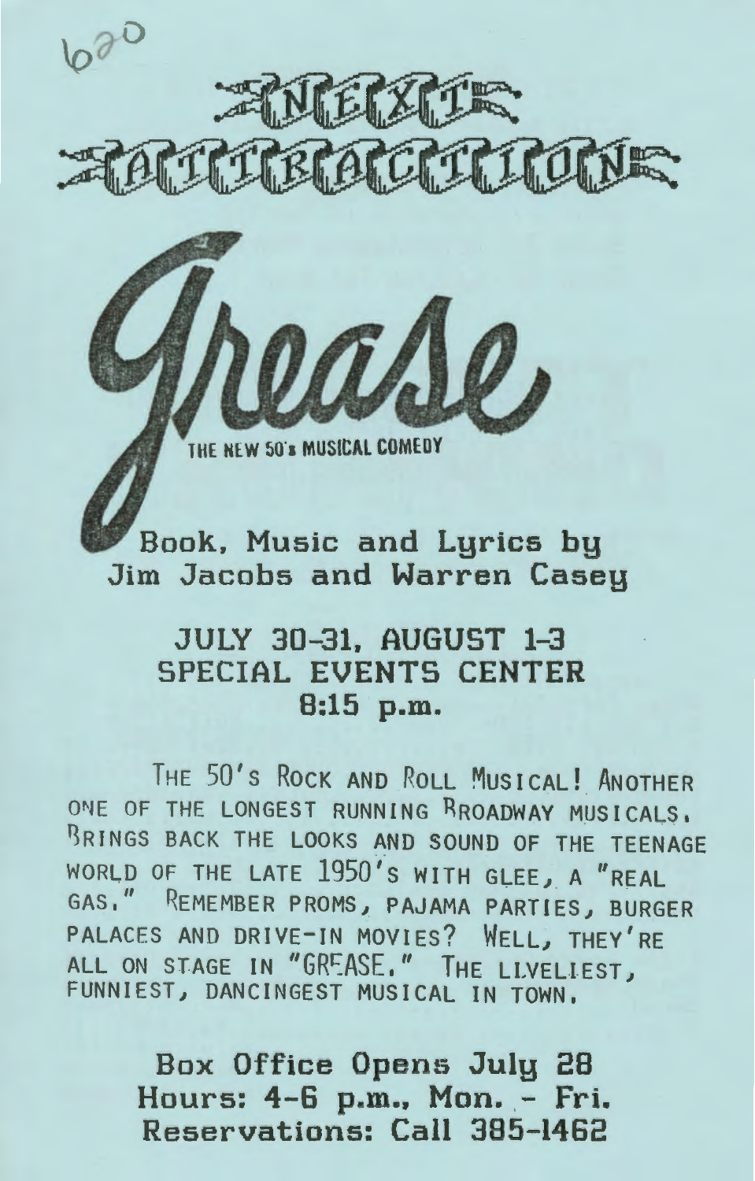620

# NEXT ATTRACTION

# Grease

THE NEW 50's MUSICAL COMEDY

**Book, Music and Lyrics by Jim Jacobs and Warren Casey**

**JULY 30-31, AUGUST 1-3**
**SPECIAL EVENTS CENTER**
**8:15 p.m.**

THE 50'S ROCK AND ROLL MUSICAL! ANOTHER ONE OF THE LONGEST RUNNING BROADWAY MUSICALS. BRINGS BACK THE LOOKS AND SOUND OF THE TEENAGE WORLD OF THE LATE 1950'S WITH GLEE, A "REAL GAS." REMEMBER PROMS, PAJAMA PARTIES, BURGER PALACES AND DRIVE-IN MOVIES? WELL, THEY'RE ALL ON STAGE IN "GREASE." THE LIVELIEST, FUNNIEST, DANCINGEST MUSICAL IN TOWN.

**Box Office Opens July 28**
**Hours: 4-6 p.m., Mon. - Fri.**
**Reservations: Call 385-1462**